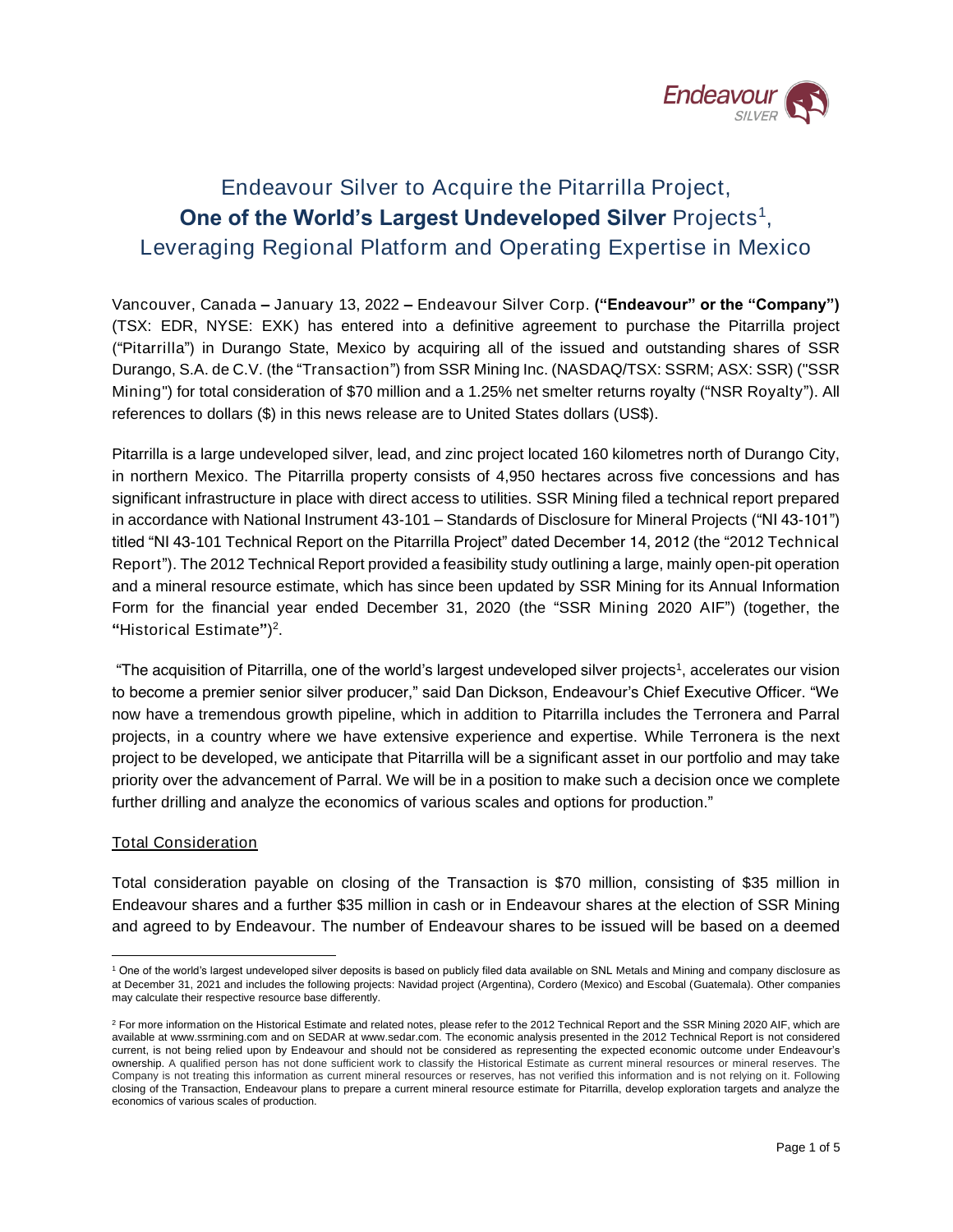# Endeavour Silver to Acquire the Pitarrilla Project, **One of the World's Largest Undeveloped Silver** Projects[1], Leveraging Regional Platform and Operating Expertise in Mexico

Vancouver, Canada – January 13, 2022 – Endeavour Silver Corp. **("Endeavour" or the "Company")** (TSX: EDR, NYSE: EXK) has entered into a definitive agreement to purchase the Pitarrilla project ("Pitarrilla") in Durango State, Mexico by acquiring all of the issued and outstanding shares of SSR Durango, S.A. de C.V. (the "Transaction") from SSR Mining Inc. (NASDAQ/TSX: SSRM; ASX: SSR) ("SSR Mining") for total consideration of $70 million and a 1.25% net smelter returns royalty ("NSR Royalty"). All references to dollars ($) in this news release are to United States dollars (US$).

Pitarrilla is a large undeveloped silver, lead, and zinc project located 160 kilometres north of Durango City, in northern Mexico. The Pitarrilla property consists of 4,950 hectares across five concessions and has significant infrastructure in place with direct access to utilities. SSR Mining filed a technical report prepared in accordance with National Instrument 43-101 – Standards of Disclosure for Mineral Projects ("NI 43-101") titled "NI 43-101 Technical Report on the Pitarrilla Project" dated December 14, 2012 (the "2012 Technical Report"). The 2012 Technical Report provided a feasibility study outlining a large, mainly open-pit operation and a mineral resource estimate, which has since been updated by SSR Mining for its Annual Information Form for the financial year ended December 31, 2020 (the "SSR Mining 2020 AIF") (together, the "Historical Estimate")[2].

"The acquisition of Pitarrilla, one of the world's largest undeveloped silver projects[1], accelerates our vision to become a premier senior silver producer," said Dan Dickson, Endeavour's Chief Executive Officer. "We now have a tremendous growth pipeline, which in addition to Pitarrilla includes the Terronera and Parral projects, in a country where we have extensive experience and expertise. While Terronera is the next project to be developed, we anticipate that Pitarrilla will be a significant asset in our portfolio and may take priority over the advancement of Parral. We will be in a position to make such a decision once we complete further drilling and analyze the economics of various scales and options for production."

## Total Consideration

Total consideration payable on closing of the Transaction is $70 million, consisting of $35 million in Endeavour shares and a further $35 million in cash or in Endeavour shares at the election of SSR Mining and agreed to by Endeavour. The number of Endeavour shares to be issued will be based on a deemed

---

[1] One of the world's largest undeveloped silver deposits is based on publicly filed data available on SNL Metals and Mining and company disclosure as at December 31, 2021 and includes the following projects: Navidad project (Argentina), Cordero (Mexico) and Escobal (Guatemala). Other companies may calculate their respective resource base differently.

[2] For more information on the Historical Estimate and related notes, please refer to the 2012 Technical Report and the SSR Mining 2020 AIF, which are available at www.ssrmining.com and on SEDAR at www.sedar.com. The economic analysis presented in the 2012 Technical Report is not considered current, is not being relied upon by Endeavour and should not be considered as representing the expected economic outcome under Endeavour's ownership. A qualified person has not done sufficient work to classify the Historical Estimate as current mineral resources or mineral reserves. The Company is not treating this information as current mineral resources or reserves, has not verified this information and is not relying on it. Following closing of the Transaction, Endeavour plans to prepare a current mineral resource estimate for Pitarrilla, develop exploration targets and analyze the economics of various scales of production.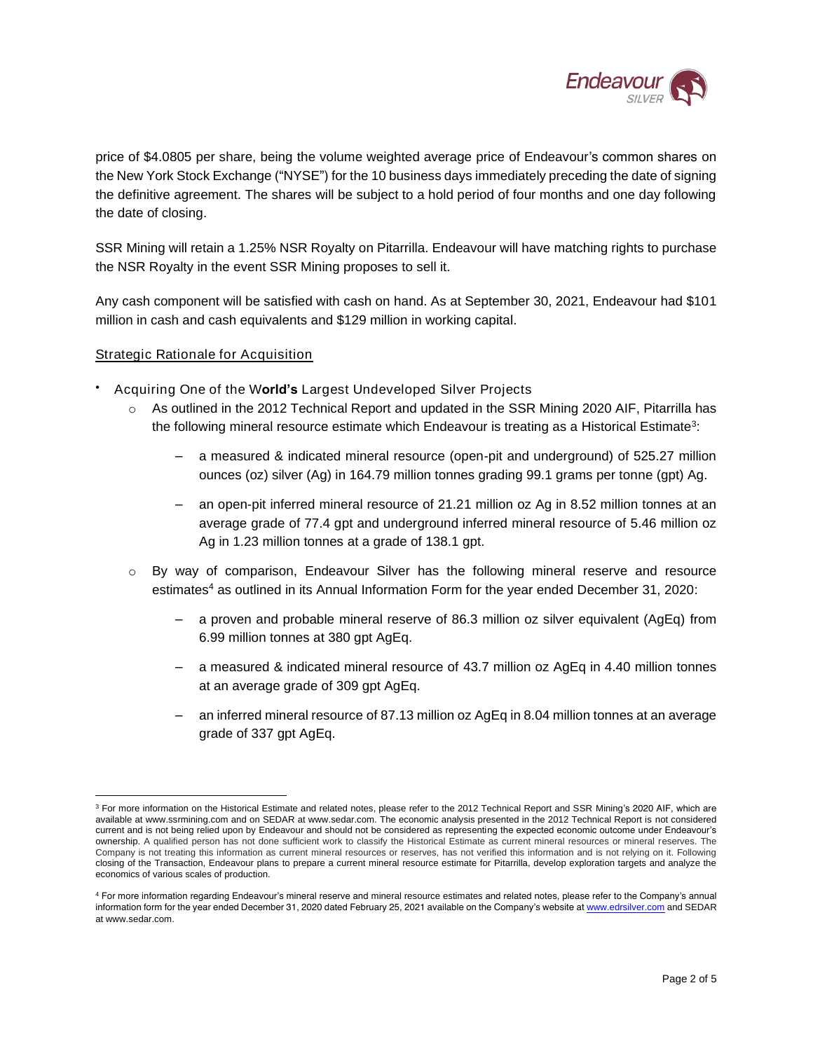price of $4.0805 per share, being the volume weighted average price of Endeavour's common shares on the New York Stock Exchange ("NYSE") for the 10 business days immediately preceding the date of signing the definitive agreement. The shares will be subject to a hold period of four months and one day following the date of closing.

SSR Mining will retain a 1.25% NSR Royalty on Pitarrilla. Endeavour will have matching rights to purchase the NSR Royalty in the event SSR Mining proposes to sell it.

Any cash component will be satisfied with cash on hand. As at September 30, 2021, Endeavour had $101 million in cash and cash equivalents and $129 million in working capital.

Strategic Rationale for Acquisition

- Acquiring One of the World's Largest Undeveloped Silver Projects
  - As outlined in the 2012 Technical Report and updated in the SSR Mining 2020 AIF, Pitarrilla has the following mineral resource estimate which Endeavour is treating as a Historical Estimate[3]:
    - a measured & indicated mineral resource (open-pit and underground) of 525.27 million ounces (oz) silver (Ag) in 164.79 million tonnes grading 99.1 grams per tonne (gpt) Ag.
    - an open-pit inferred mineral resource of 21.21 million oz Ag in 8.52 million tonnes at an average grade of 77.4 gpt and underground inferred mineral resource of 5.46 million oz Ag in 1.23 million tonnes at a grade of 138.1 gpt.
  - By way of comparison, Endeavour Silver has the following mineral reserve and resource estimates[4] as outlined in its Annual Information Form for the year ended December 31, 2020:
    - a proven and probable mineral reserve of 86.3 million oz silver equivalent (AgEq) from 6.99 million tonnes at 380 gpt AgEq.
    - a measured & indicated mineral resource of 43.7 million oz AgEq in 4.40 million tonnes at an average grade of 309 gpt AgEq.
    - an inferred mineral resource of 87.13 million oz AgEq in 8.04 million tonnes at an average grade of 337 gpt AgEq.

---

[3] For more information on the Historical Estimate and related notes, please refer to the 2012 Technical Report and SSR Mining's 2020 AIF, which are available at www.ssrmining.com and on SEDAR at www.sedar.com. The economic analysis presented in the 2012 Technical Report is not considered current and is not being relied upon by Endeavour and should not be considered as representing the expected economic outcome under Endeavour's ownership. A qualified person has not done sufficient work to classify the Historical Estimate as current mineral resources or mineral reserves. The Company is not treating this information as current mineral resources or reserves, has not verified this information and is not relying on it. Following closing of the Transaction, Endeavour plans to prepare a current mineral resource estimate for Pitarrilla, develop exploration targets and analyze the economics of various scales of production.

[4] For more information regarding Endeavour's mineral reserve and mineral resource estimates and related notes, please refer to the Company's annual information form for the year ended December 31, 2020 dated February 25, 2021 available on the Company's website at www.edrsilver.com and SEDAR at www.sedar.com.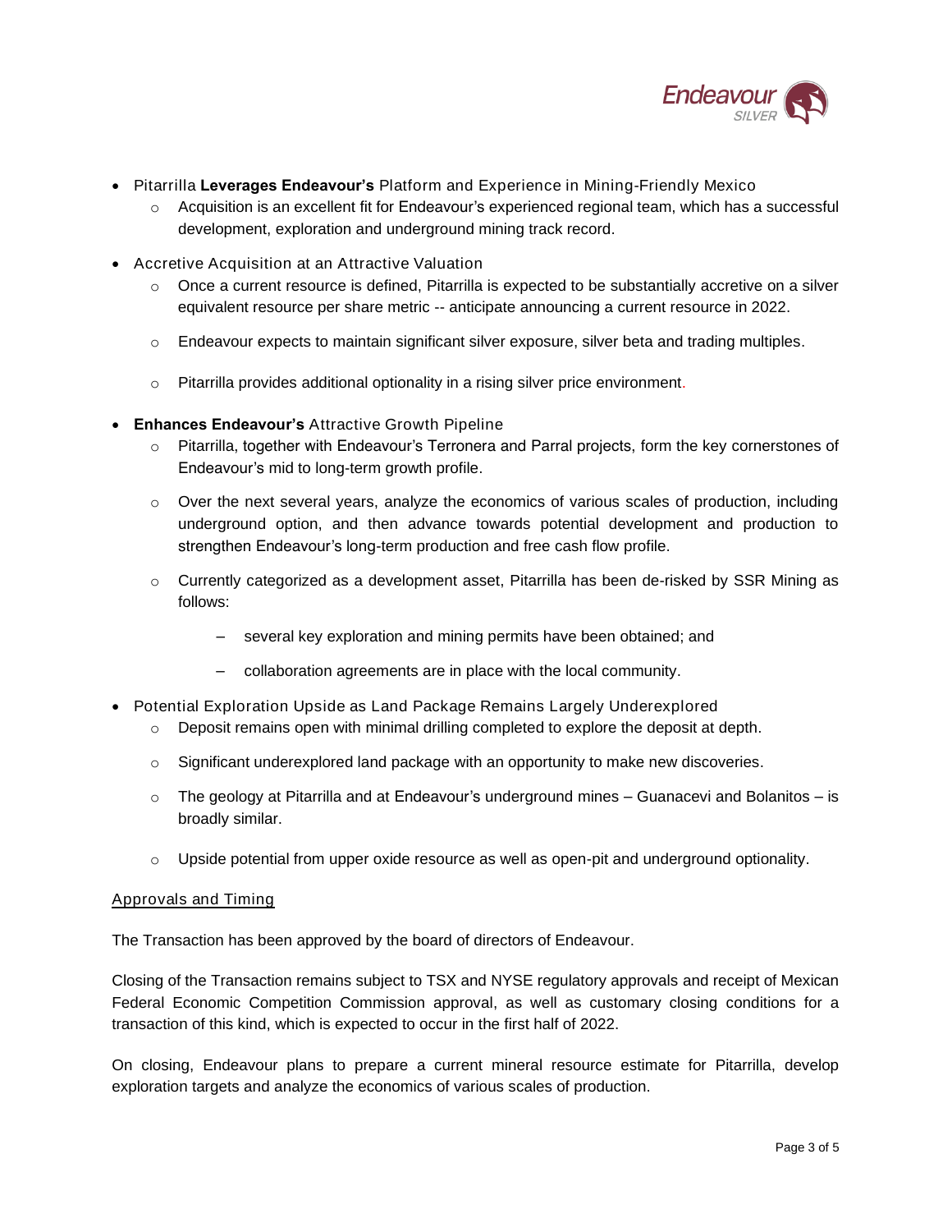- Pitarrilla **Leverages Endeavour's** Platform and Experience in Mining-Friendly Mexico
  - Acquisition is an excellent fit for Endeavour's experienced regional team, which has a successful development, exploration and underground mining track record.
- Accretive Acquisition at an Attractive Valuation
  - Once a current resource is defined, Pitarrilla is expected to be substantially accretive on a silver equivalent resource per share metric -- anticipate announcing a current resource in 2022.
  - Endeavour expects to maintain significant silver exposure, silver beta and trading multiples.
  - Pitarrilla provides additional optionality in a rising silver price environment.
- **Enhances Endeavour's** Attractive Growth Pipeline
  - Pitarrilla, together with Endeavour's Terronera and Parral projects, form the key cornerstones of Endeavour's mid to long-term growth profile.
  - Over the next several years, analyze the economics of various scales of production, including underground option, and then advance towards potential development and production to strengthen Endeavour's long-term production and free cash flow profile.
  - Currently categorized as a development asset, Pitarrilla has been de-risked by SSR Mining as follows:
    - several key exploration and mining permits have been obtained; and
    - collaboration agreements are in place with the local community.
- Potential Exploration Upside as Land Package Remains Largely Underexplored
  - Deposit remains open with minimal drilling completed to explore the deposit at depth.
  - Significant underexplored land package with an opportunity to make new discoveries.
  - The geology at Pitarrilla and at Endeavour's underground mines – Guanacevi and Bolanitos – is broadly similar.
  - Upside potential from upper oxide resource as well as open-pit and underground optionality.

## Approvals and Timing

The Transaction has been approved by the board of directors of Endeavour.

Closing of the Transaction remains subject to TSX and NYSE regulatory approvals and receipt of Mexican Federal Economic Competition Commission approval, as well as customary closing conditions for a transaction of this kind, which is expected to occur in the first half of 2022.

On closing, Endeavour plans to prepare a current mineral resource estimate for Pitarrilla, develop exploration targets and analyze the economics of various scales of production.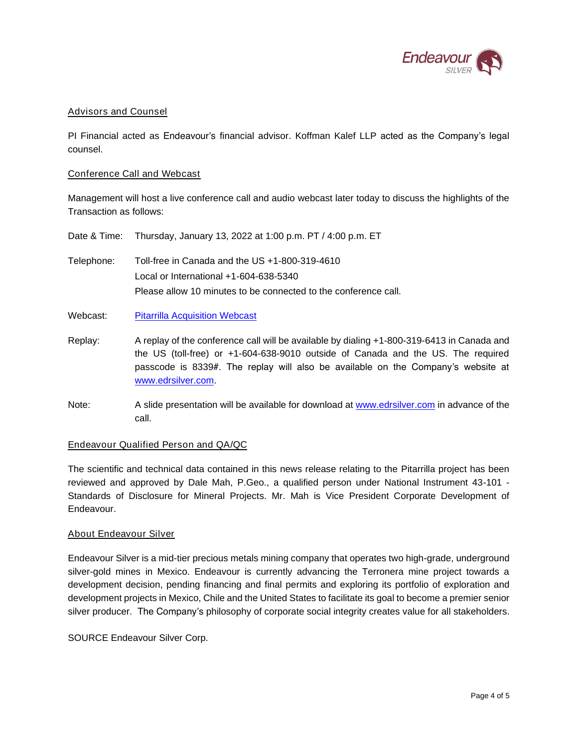## Advisors and Counsel

PI Financial acted as Endeavour's financial advisor. Koffman Kalef LLP acted as the Company's legal counsel.

## Conference Call and Webcast

Management will host a live conference call and audio webcast later today to discuss the highlights of the Transaction as follows:

Date & Time: Thursday, January 13, 2022 at 1:00 p.m. PT / 4:00 p.m. ET

Telephone: Toll-free in Canada and the US +1-800-319-4610
Local or International +1-604-638-5340
Please allow 10 minutes to be connected to the conference call.

Webcast: [Pitarrilla Acquisition Webcast]

Replay: A replay of the conference call will be available by dialing +1-800-319-6413 in Canada and the US (toll-free) or +1-604-638-9010 outside of Canada and the US. The required passcode is 8339#. The replay will also be available on the Company's website at www.edrsilver.com.

Note: A slide presentation will be available for download at www.edrsilver.com in advance of the call.

## Endeavour Qualified Person and QA/QC

The scientific and technical data contained in this news release relating to the Pitarrilla project has been reviewed and approved by Dale Mah, P.Geo., a qualified person under National Instrument 43-101 - Standards of Disclosure for Mineral Projects. Mr. Mah is Vice President Corporate Development of Endeavour.

## About Endeavour Silver

Endeavour Silver is a mid-tier precious metals mining company that operates two high-grade, underground silver-gold mines in Mexico. Endeavour is currently advancing the Terronera mine project towards a development decision, pending financing and final permits and exploring its portfolio of exploration and development projects in Mexico, Chile and the United States to facilitate its goal to become a premier senior silver producer. The Company's philosophy of corporate social integrity creates value for all stakeholders.

SOURCE Endeavour Silver Corp.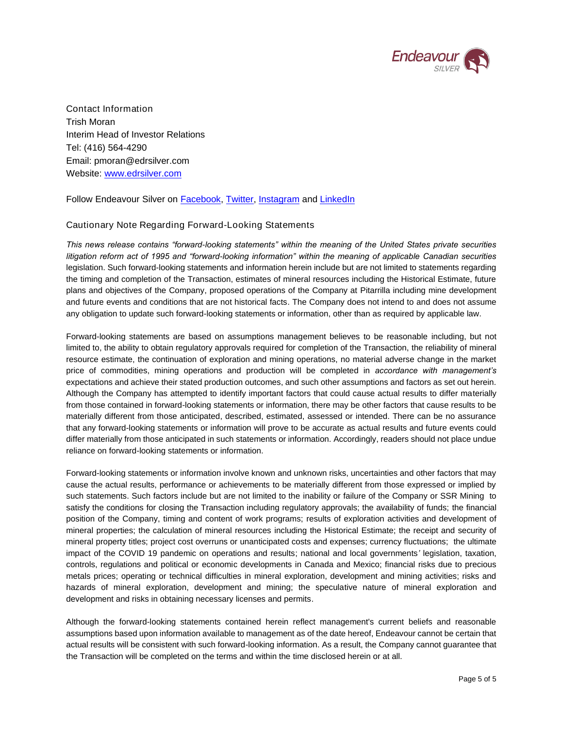Contact Information
Trish Moran
Interim Head of Investor Relations
Tel: (416) 564-4290
Email: pmoran@edrsilver.com
Website: [www.edrsilver.com](http://www.edrsilver.com)

Follow Endeavour Silver on [Facebook](), [Twitter](), [Instagram]() and [LinkedIn]()

## Cautionary Note Regarding Forward-Looking Statements

*This news release contains "forward-looking statements" within the meaning of the United States private securities litigation reform act of 1995 and "forward-looking information" within the meaning of applicable Canadian securities* legislation. Such forward-looking statements and information herein include but are not limited to statements regarding the timing and completion of the Transaction, estimates of mineral resources including the Historical Estimate, future plans and objectives of the Company, proposed operations of the Company at Pitarrilla including mine development and future events and conditions that are not historical facts. The Company does not intend to and does not assume any obligation to update such forward-looking statements or information, other than as required by applicable law.

Forward-looking statements are based on assumptions management believes to be reasonable including, but not limited to, the ability to obtain regulatory approvals required for completion of the Transaction, the reliability of mineral resource estimate, the continuation of exploration and mining operations, no material adverse change in the market price of commodities, mining operations and production will be completed in *accordance with management's* expectations and achieve their stated production outcomes, and such other assumptions and factors as set out herein. Although the Company has attempted to identify important factors that could cause actual results to differ materially from those contained in forward-looking statements or information, there may be other factors that cause results to be materially different from those anticipated, described, estimated, assessed or intended. There can be no assurance that any forward-looking statements or information will prove to be accurate as actual results and future events could differ materially from those anticipated in such statements or information. Accordingly, readers should not place undue reliance on forward-looking statements or information.

Forward-looking statements or information involve known and unknown risks, uncertainties and other factors that may cause the actual results, performance or achievements to be materially different from those expressed or implied by such statements. Such factors include but are not limited to the inability or failure of the Company or SSR Mining to satisfy the conditions for closing the Transaction including regulatory approvals; the availability of funds; the financial position of the Company, timing and content of work programs; results of exploration activities and development of mineral properties; the calculation of mineral resources including the Historical Estimate; the receipt and security of mineral property titles; project cost overruns or unanticipated costs and expenses; currency fluctuations; the ultimate impact of the COVID 19 pandemic on operations and results; national and local governments' legislation, taxation, controls, regulations and political or economic developments in Canada and Mexico; financial risks due to precious metals prices; operating or technical difficulties in mineral exploration, development and mining activities; risks and hazards of mineral exploration, development and mining; the speculative nature of mineral exploration and development and risks in obtaining necessary licenses and permits.

Although the forward-looking statements contained herein reflect management's current beliefs and reasonable assumptions based upon information available to management as of the date hereof, Endeavour cannot be certain that actual results will be consistent with such forward-looking information. As a result, the Company cannot guarantee that the Transaction will be completed on the terms and within the time disclosed herein or at all.